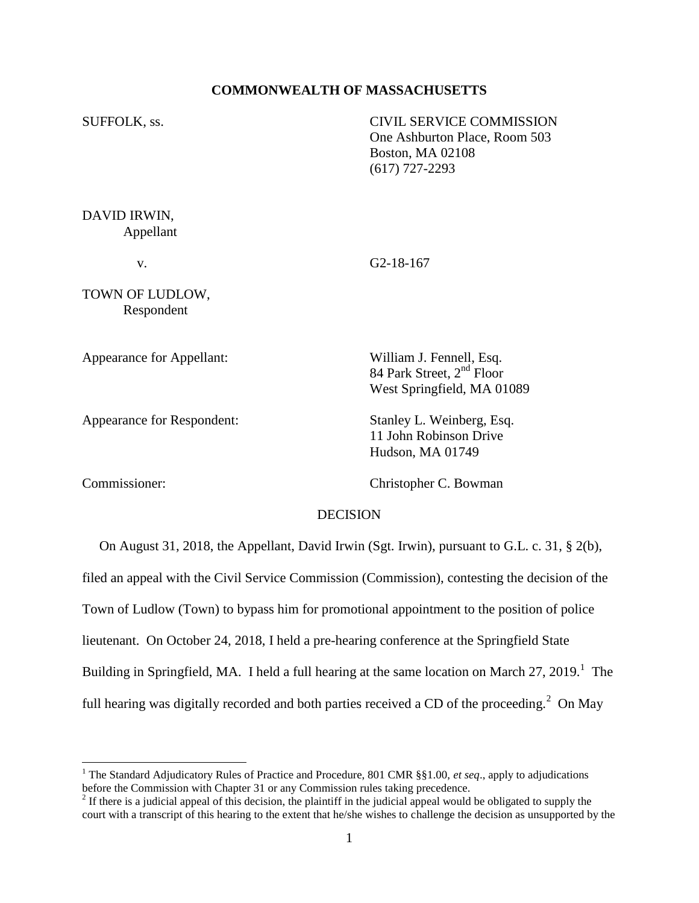**COMMONWEALTH OF MASSACHUSETTS**

SUFFOLK, ss.

CIVIL SERVICE COMMISSION
One Ashburton Place, Room 503
Boston, MA 02108
(617) 727-2293

DAVID IRWIN,
Appellant

v.

G2-18-167

TOWN OF LUDLOW,
Respondent

Appearance for Appellant:
William J. Fennell, Esq.
84 Park Street, 2nd Floor
West Springfield, MA 01089

Appearance for Respondent:
Stanley L. Weinberg, Esq.
11 John Robinson Drive
Hudson, MA 01749

Commissioner:
Christopher C. Bowman

DECISION

On August 31, 2018, the Appellant, David Irwin (Sgt. Irwin), pursuant to G.L. c. 31, § 2(b), filed an appeal with the Civil Service Commission (Commission), contesting the decision of the Town of Ludlow (Town) to bypass him for promotional appointment to the position of police lieutenant. On October 24, 2018, I held a pre-hearing conference at the Springfield State Building in Springfield, MA. I held a full hearing at the same location on March 27, 2019.[1] The full hearing was digitally recorded and both parties received a CD of the proceeding.[2] On May

---

[1] The Standard Adjudicatory Rules of Practice and Procedure, 801 CMR §§1.00, *et seq*., apply to adjudications before the Commission with Chapter 31 or any Commission rules taking precedence.

[2] If there is a judicial appeal of this decision, the plaintiff in the judicial appeal would be obligated to supply the court with a transcript of this hearing to the extent that he/she wishes to challenge the decision as unsupported by the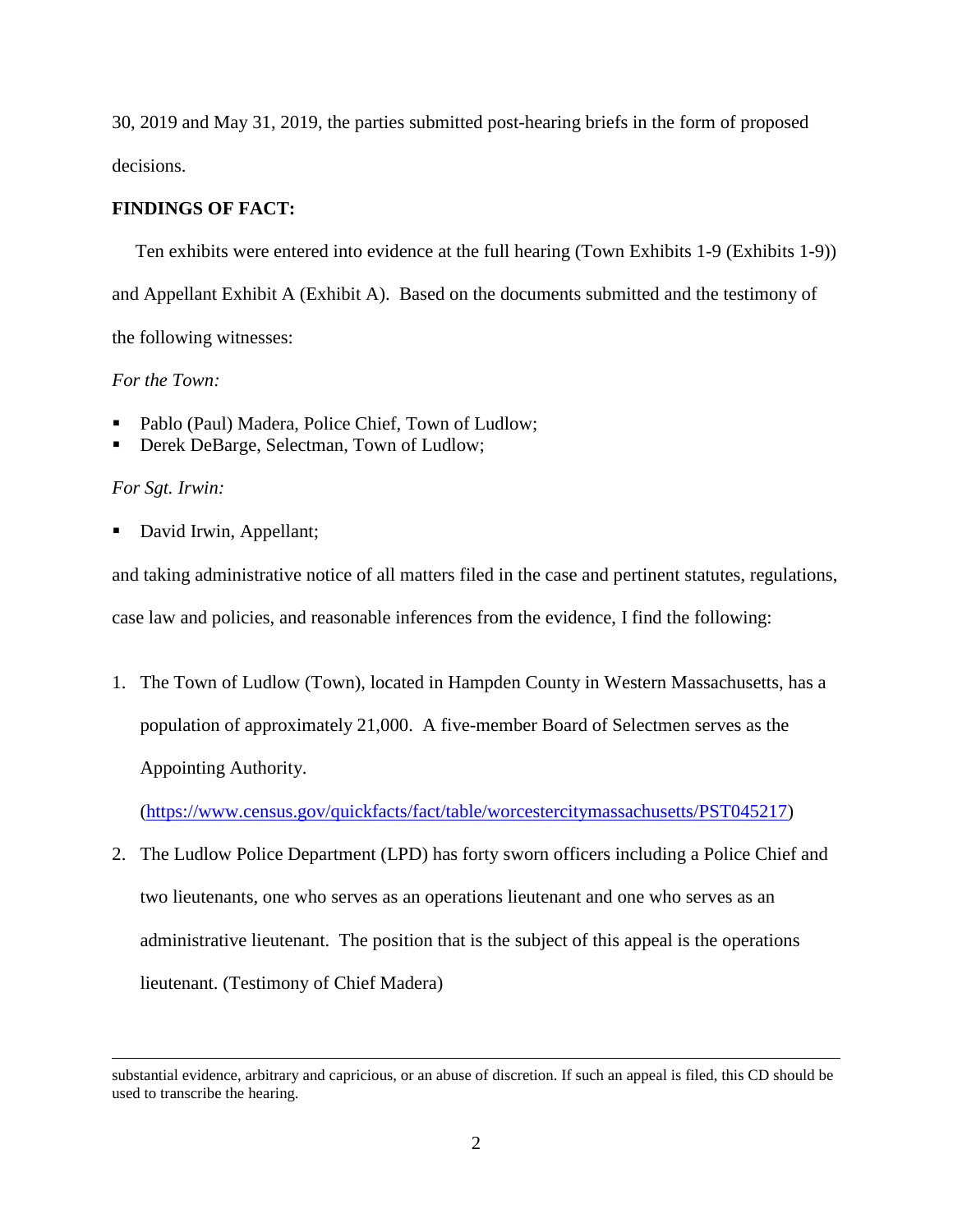30, 2019 and May 31, 2019, the parties submitted post-hearing briefs in the form of proposed decisions.

**FINDINGS OF FACT:**

Ten exhibits were entered into evidence at the full hearing (Town Exhibits 1-9 (Exhibits 1-9)) and Appellant Exhibit A (Exhibit A). Based on the documents submitted and the testimony of the following witnesses:

*For the Town:*

- Pablo (Paul) Madera, Police Chief, Town of Ludlow;
- Derek DeBarge, Selectman, Town of Ludlow;

*For Sgt. Irwin:*

- David Irwin, Appellant;

and taking administrative notice of all matters filed in the case and pertinent statutes, regulations, case law and policies, and reasonable inferences from the evidence, I find the following:

1. The Town of Ludlow (Town), located in Hampden County in Western Massachusetts, has a population of approximately 21,000. A five-member Board of Selectmen serves as the Appointing Authority.

   (https://www.census.gov/quickfacts/fact/table/worcestercitymassachusetts/PST045217)

2. The Ludlow Police Department (LPD) has forty sworn officers including a Police Chief and two lieutenants, one who serves as an operations lieutenant and one who serves as an administrative lieutenant. The position that is the subject of this appeal is the operations lieutenant. (Testimony of Chief Madera)

---

substantial evidence, arbitrary and capricious, or an abuse of discretion. If such an appeal is filed, this CD should be used to transcribe the hearing.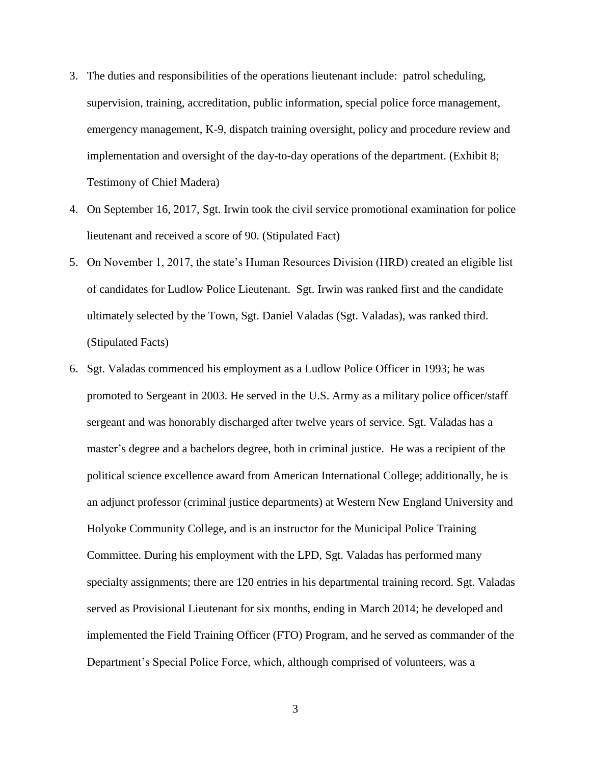3. The duties and responsibilities of the operations lieutenant include: patrol scheduling, supervision, training, accreditation, public information, special police force management, emergency management, K-9, dispatch training oversight, policy and procedure review and implementation and oversight of the day-to-day operations of the department. (Exhibit 8; Testimony of Chief Madera)
4. On September 16, 2017, Sgt. Irwin took the civil service promotional examination for police lieutenant and received a score of 90. (Stipulated Fact)
5. On November 1, 2017, the state's Human Resources Division (HRD) created an eligible list of candidates for Ludlow Police Lieutenant. Sgt. Irwin was ranked first and the candidate ultimately selected by the Town, Sgt. Daniel Valadas (Sgt. Valadas), was ranked third. (Stipulated Facts)
6. Sgt. Valadas commenced his employment as a Ludlow Police Officer in 1993; he was promoted to Sergeant in 2003. He served in the U.S. Army as a military police officer/staff sergeant and was honorably discharged after twelve years of service. Sgt. Valadas has a master's degree and a bachelors degree, both in criminal justice. He was a recipient of the political science excellence award from American International College; additionally, he is an adjunct professor (criminal justice departments) at Western New England University and Holyoke Community College, and is an instructor for the Municipal Police Training Committee. During his employment with the LPD, Sgt. Valadas has performed many specialty assignments; there are 120 entries in his departmental training record. Sgt. Valadas served as Provisional Lieutenant for six months, ending in March 2014; he developed and implemented the Field Training Officer (FTO) Program, and he served as commander of the Department's Special Police Force, which, although comprised of volunteers, was a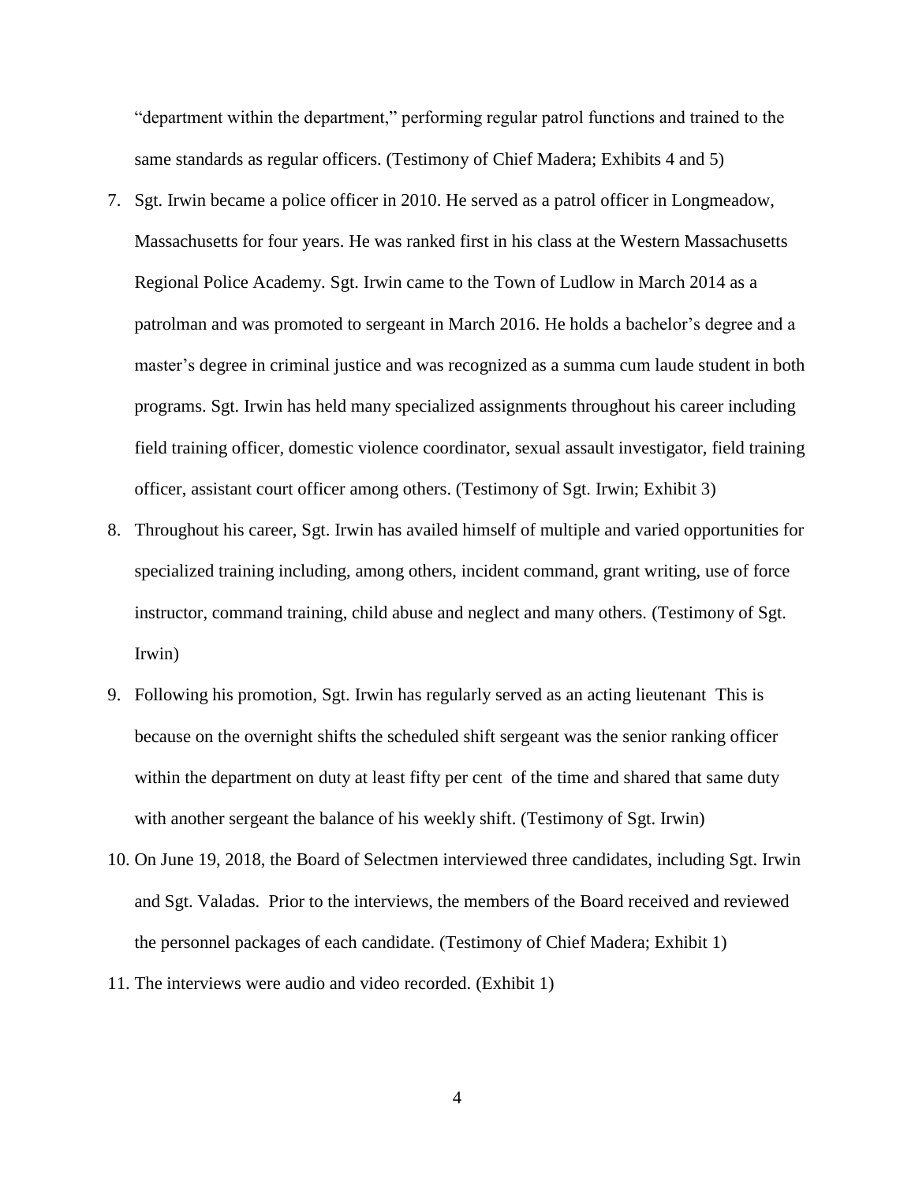"department within the department," performing regular patrol functions and trained to the same standards as regular officers. (Testimony of Chief Madera; Exhibits 4 and 5)

7. Sgt. Irwin became a police officer in 2010. He served as a patrol officer in Longmeadow, Massachusetts for four years. He was ranked first in his class at the Western Massachusetts Regional Police Academy. Sgt. Irwin came to the Town of Ludlow in March 2014 as a patrolman and was promoted to sergeant in March 2016. He holds a bachelor's degree and a master's degree in criminal justice and was recognized as a summa cum laude student in both programs. Sgt. Irwin has held many specialized assignments throughout his career including field training officer, domestic violence coordinator, sexual assault investigator, field training officer, assistant court officer among others. (Testimony of Sgt. Irwin; Exhibit 3)
8. Throughout his career, Sgt. Irwin has availed himself of multiple and varied opportunities for specialized training including, among others, incident command, grant writing, use of force instructor, command training, child abuse and neglect and many others. (Testimony of Sgt. Irwin)
9. Following his promotion, Sgt. Irwin has regularly served as an acting lieutenant This is because on the overnight shifts the scheduled shift sergeant was the senior ranking officer within the department on duty at least fifty per cent of the time and shared that same duty with another sergeant the balance of his weekly shift. (Testimony of Sgt. Irwin)
10. On June 19, 2018, the Board of Selectmen interviewed three candidates, including Sgt. Irwin and Sgt. Valadas. Prior to the interviews, the members of the Board received and reviewed the personnel packages of each candidate. (Testimony of Chief Madera; Exhibit 1)
11. The interviews were audio and video recorded. (Exhibit 1)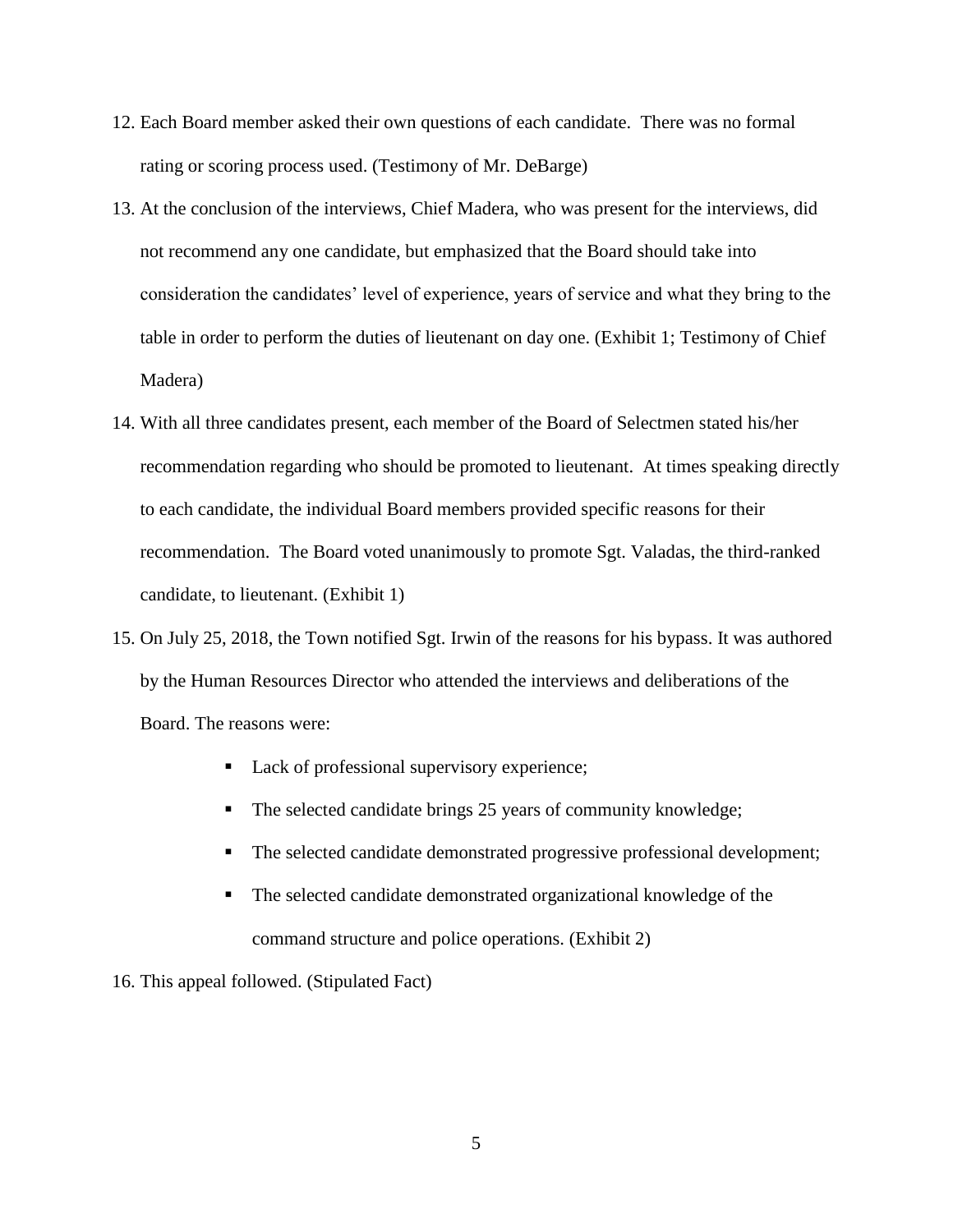12. Each Board member asked their own questions of each candidate. There was no formal rating or scoring process used. (Testimony of Mr. DeBarge)

13. At the conclusion of the interviews, Chief Madera, who was present for the interviews, did not recommend any one candidate, but emphasized that the Board should take into consideration the candidates' level of experience, years of service and what they bring to the table in order to perform the duties of lieutenant on day one. (Exhibit 1; Testimony of Chief Madera)

14. With all three candidates present, each member of the Board of Selectmen stated his/her recommendation regarding who should be promoted to lieutenant. At times speaking directly to each candidate, the individual Board members provided specific reasons for their recommendation. The Board voted unanimously to promote Sgt. Valadas, the third-ranked candidate, to lieutenant. (Exhibit 1)

15. On July 25, 2018, the Town notified Sgt. Irwin of the reasons for his bypass. It was authored by the Human Resources Director who attended the interviews and deliberations of the Board. The reasons were:

    - Lack of professional supervisory experience;
    - The selected candidate brings 25 years of community knowledge;
    - The selected candidate demonstrated progressive professional development;
    - The selected candidate demonstrated organizational knowledge of the command structure and police operations. (Exhibit 2)

16. This appeal followed. (Stipulated Fact)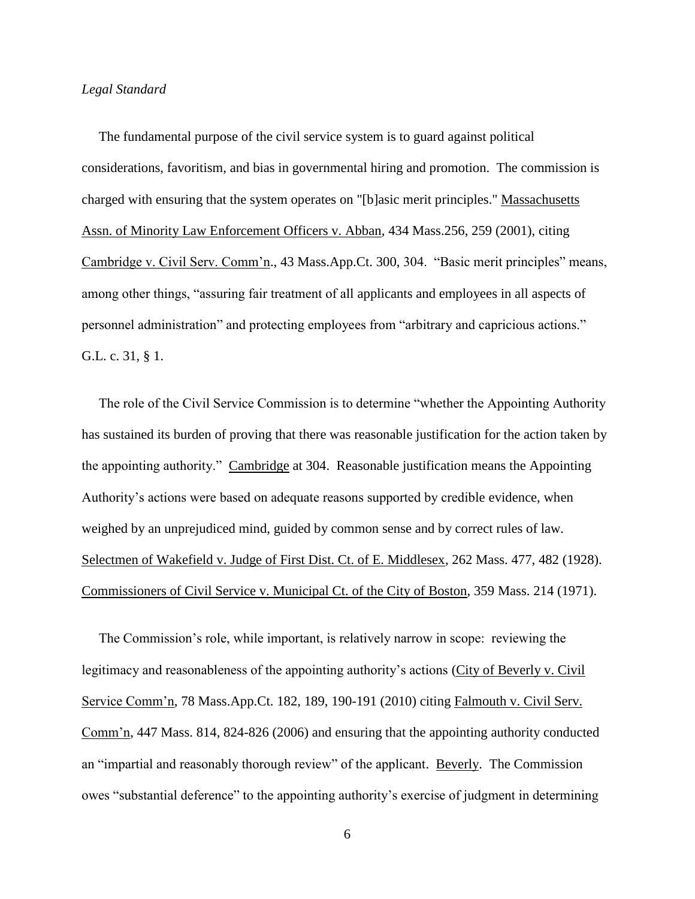*Legal Standard*

The fundamental purpose of the civil service system is to guard against political considerations, favoritism, and bias in governmental hiring and promotion. The commission is charged with ensuring that the system operates on "[b]asic merit principles." Massachusetts Assn. of Minority Law Enforcement Officers v. Abban, 434 Mass.256, 259 (2001), citing Cambridge v. Civil Serv. Comm'n., 43 Mass.App.Ct. 300, 304. "Basic merit principles" means, among other things, "assuring fair treatment of all applicants and employees in all aspects of personnel administration" and protecting employees from "arbitrary and capricious actions." G.L. c. 31, § 1.

The role of the Civil Service Commission is to determine "whether the Appointing Authority has sustained its burden of proving that there was reasonable justification for the action taken by the appointing authority." Cambridge at 304. Reasonable justification means the Appointing Authority's actions were based on adequate reasons supported by credible evidence, when weighed by an unprejudiced mind, guided by common sense and by correct rules of law. Selectmen of Wakefield v. Judge of First Dist. Ct. of E. Middlesex, 262 Mass. 477, 482 (1928). Commissioners of Civil Service v. Municipal Ct. of the City of Boston, 359 Mass. 214 (1971).

The Commission's role, while important, is relatively narrow in scope: reviewing the legitimacy and reasonableness of the appointing authority's actions (City of Beverly v. Civil Service Comm'n, 78 Mass.App.Ct. 182, 189, 190-191 (2010) citing Falmouth v. Civil Serv. Comm'n, 447 Mass. 814, 824-826 (2006) and ensuring that the appointing authority conducted an "impartial and reasonably thorough review" of the applicant. Beverly. The Commission owes "substantial deference" to the appointing authority's exercise of judgment in determining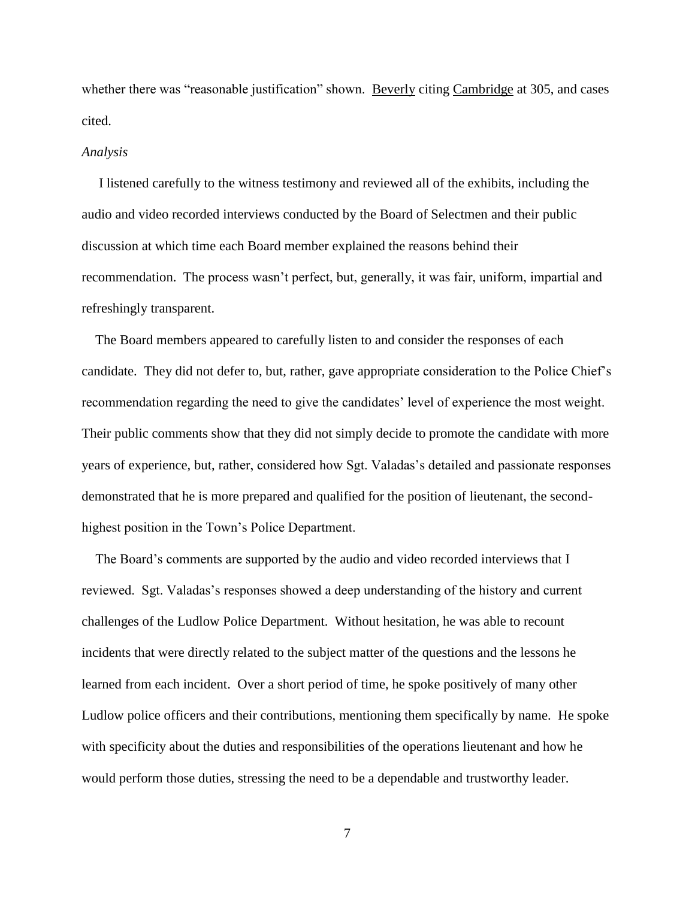whether there was "reasonable justification" shown. Beverly citing Cambridge at 305, and cases cited.

*Analysis*

I listened carefully to the witness testimony and reviewed all of the exhibits, including the audio and video recorded interviews conducted by the Board of Selectmen and their public discussion at which time each Board member explained the reasons behind their recommendation. The process wasn't perfect, but, generally, it was fair, uniform, impartial and refreshingly transparent.

The Board members appeared to carefully listen to and consider the responses of each candidate. They did not defer to, but, rather, gave appropriate consideration to the Police Chief's recommendation regarding the need to give the candidates' level of experience the most weight. Their public comments show that they did not simply decide to promote the candidate with more years of experience, but, rather, considered how Sgt. Valadas's detailed and passionate responses demonstrated that he is more prepared and qualified for the position of lieutenant, the second-highest position in the Town's Police Department.

The Board's comments are supported by the audio and video recorded interviews that I reviewed. Sgt. Valadas's responses showed a deep understanding of the history and current challenges of the Ludlow Police Department. Without hesitation, he was able to recount incidents that were directly related to the subject matter of the questions and the lessons he learned from each incident. Over a short period of time, he spoke positively of many other Ludlow police officers and their contributions, mentioning them specifically by name. He spoke with specificity about the duties and responsibilities of the operations lieutenant and how he would perform those duties, stressing the need to be a dependable and trustworthy leader.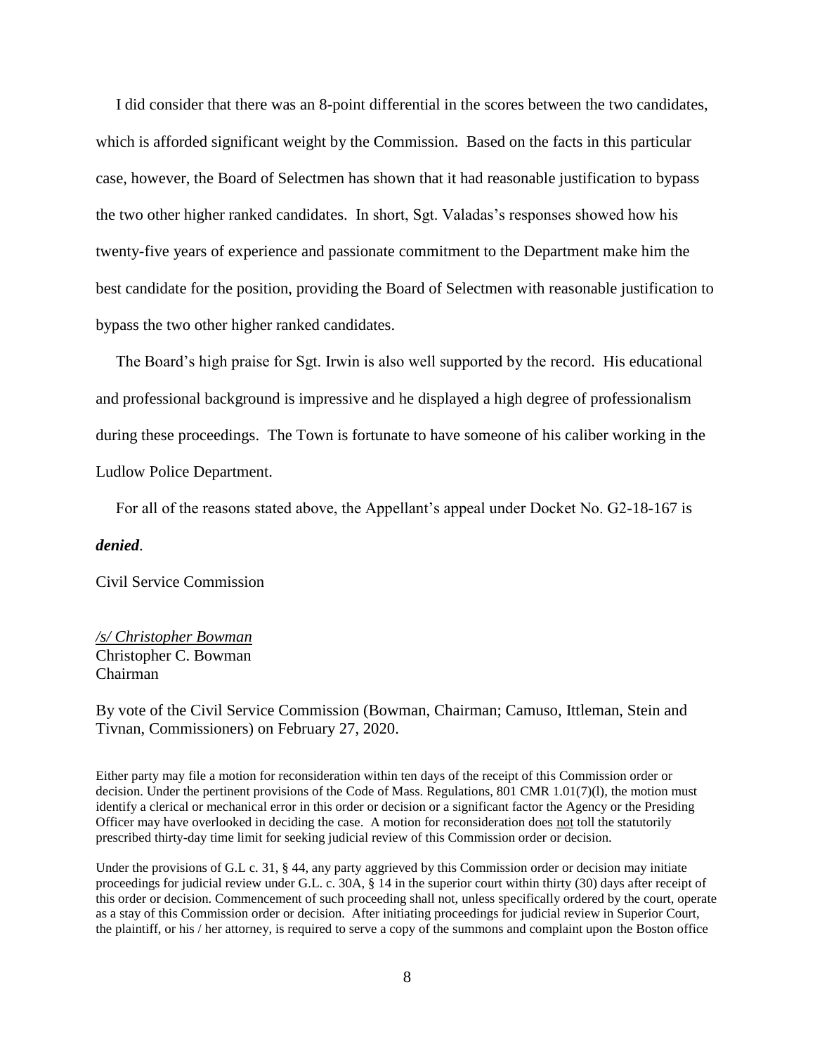I did consider that there was an 8-point differential in the scores between the two candidates, which is afforded significant weight by the Commission. Based on the facts in this particular case, however, the Board of Selectmen has shown that it had reasonable justification to bypass the two other higher ranked candidates. In short, Sgt. Valadas's responses showed how his twenty-five years of experience and passionate commitment to the Department make him the best candidate for the position, providing the Board of Selectmen with reasonable justification to bypass the two other higher ranked candidates.

The Board's high praise for Sgt. Irwin is also well supported by the record. His educational and professional background is impressive and he displayed a high degree of professionalism during these proceedings. The Town is fortunate to have someone of his caliber working in the Ludlow Police Department.

For all of the reasons stated above, the Appellant's appeal under Docket No. G2-18-167 is ***denied***.

Civil Service Commission

*/s/ Christopher Bowman*
Christopher C. Bowman
Chairman

By vote of the Civil Service Commission (Bowman, Chairman; Camuso, Ittleman, Stein and Tivnan, Commissioners) on February 27, 2020.

Either party may file a motion for reconsideration within ten days of the receipt of this Commission order or decision. Under the pertinent provisions of the Code of Mass. Regulations, 801 CMR 1.01(7)(l), the motion must identify a clerical or mechanical error in this order or decision or a significant factor the Agency or the Presiding Officer may have overlooked in deciding the case. A motion for reconsideration does not toll the statutorily prescribed thirty-day time limit for seeking judicial review of this Commission order or decision.

Under the provisions of G.L c. 31, § 44, any party aggrieved by this Commission order or decision may initiate proceedings for judicial review under G.L. c. 30A, § 14 in the superior court within thirty (30) days after receipt of this order or decision. Commencement of such proceeding shall not, unless specifically ordered by the court, operate as a stay of this Commission order or decision. After initiating proceedings for judicial review in Superior Court, the plaintiff, or his / her attorney, is required to serve a copy of the summons and complaint upon the Boston office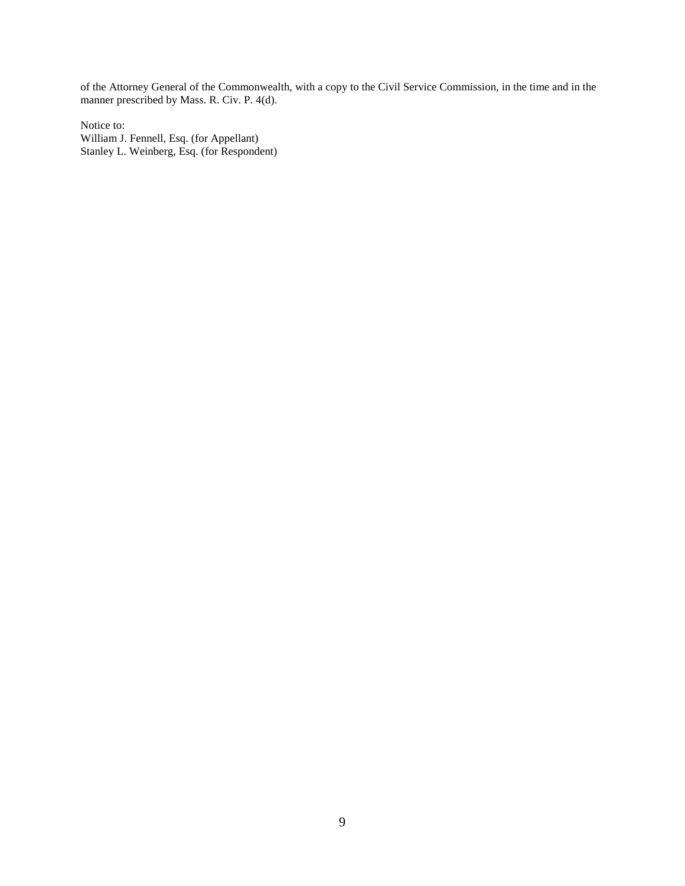of the Attorney General of the Commonwealth, with a copy to the Civil Service Commission, in the time and in the manner prescribed by Mass. R. Civ. P. 4(d).

Notice to:
William J. Fennell, Esq. (for Appellant)
Stanley L. Weinberg, Esq. (for Respondent)